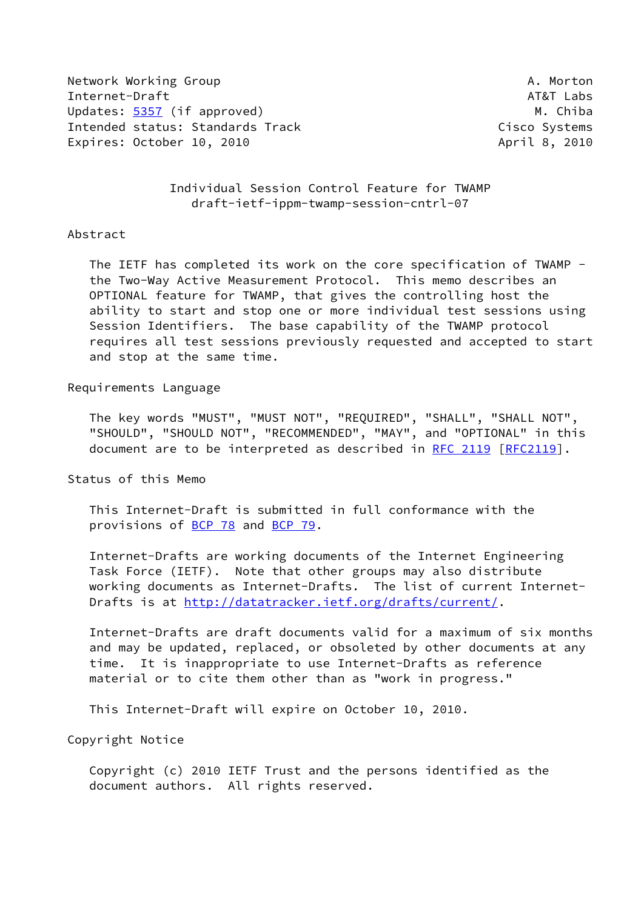Network Working Group A. Morton
Internet-Draft AT&T Labs
Updates: 5357 (if approved) M. Chiba
Intended status: Standards Track Cisco Systems
Expires: October 10, 2010 April 8, 2010

# Individual Session Control Feature for TWAMP
## draft-ietf-ippm-twamp-session-cntrl-07

### Abstract

The IETF has completed its work on the core specification of TWAMP - the Two-Way Active Measurement Protocol. This memo describes an OPTIONAL feature for TWAMP, that gives the controlling host the ability to start and stop one or more individual test sessions using Session Identifiers. The base capability of the TWAMP protocol requires all test sessions previously requested and accepted to start and stop at the same time.

### Requirements Language

The key words "MUST", "MUST NOT", "REQUIRED", "SHALL", "SHALL NOT", "SHOULD", "SHOULD NOT", "RECOMMENDED", "MAY", and "OPTIONAL" in this document are to be interpreted as described in RFC 2119 [RFC2119].

### Status of this Memo

This Internet-Draft is submitted in full conformance with the provisions of BCP 78 and BCP 79.

Internet-Drafts are working documents of the Internet Engineering Task Force (IETF). Note that other groups may also distribute working documents as Internet-Drafts. The list of current Internet-Drafts is at http://datatracker.ietf.org/drafts/current/.

Internet-Drafts are draft documents valid for a maximum of six months and may be updated, replaced, or obsoleted by other documents at any time. It is inappropriate to use Internet-Drafts as reference material or to cite them other than as "work in progress."

This Internet-Draft will expire on October 10, 2010.

### Copyright Notice

Copyright (c) 2010 IETF Trust and the persons identified as the document authors. All rights reserved.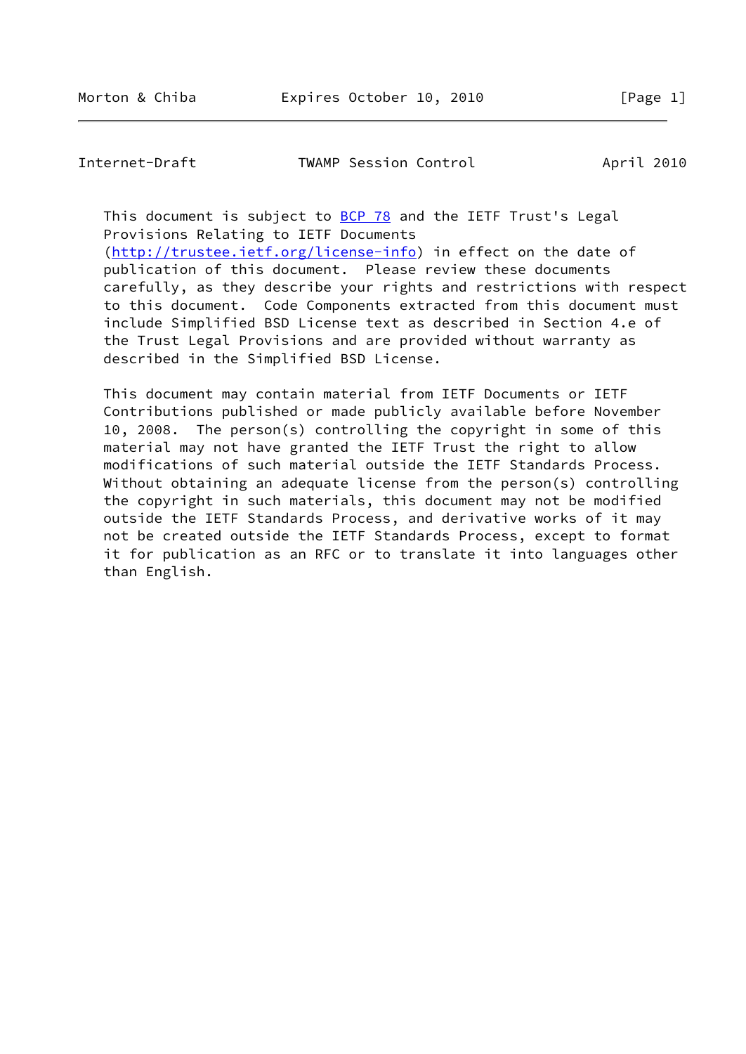This document is subject to BCP 78 and the IETF Trust's Legal Provisions Relating to IETF Documents (http://trustee.ietf.org/license-info) in effect on the date of publication of this document. Please review these documents carefully, as they describe your rights and restrictions with respect to this document. Code Components extracted from this document must include Simplified BSD License text as described in Section 4.e of the Trust Legal Provisions and are provided without warranty as described in the Simplified BSD License.

This document may contain material from IETF Documents or IETF Contributions published or made publicly available before November 10, 2008. The person(s) controlling the copyright in some of this material may not have granted the IETF Trust the right to allow modifications of such material outside the IETF Standards Process. Without obtaining an adequate license from the person(s) controlling the copyright in such materials, this document may not be modified outside the IETF Standards Process, and derivative works of it may not be created outside the IETF Standards Process, except to format it for publication as an RFC or to translate it into languages other than English.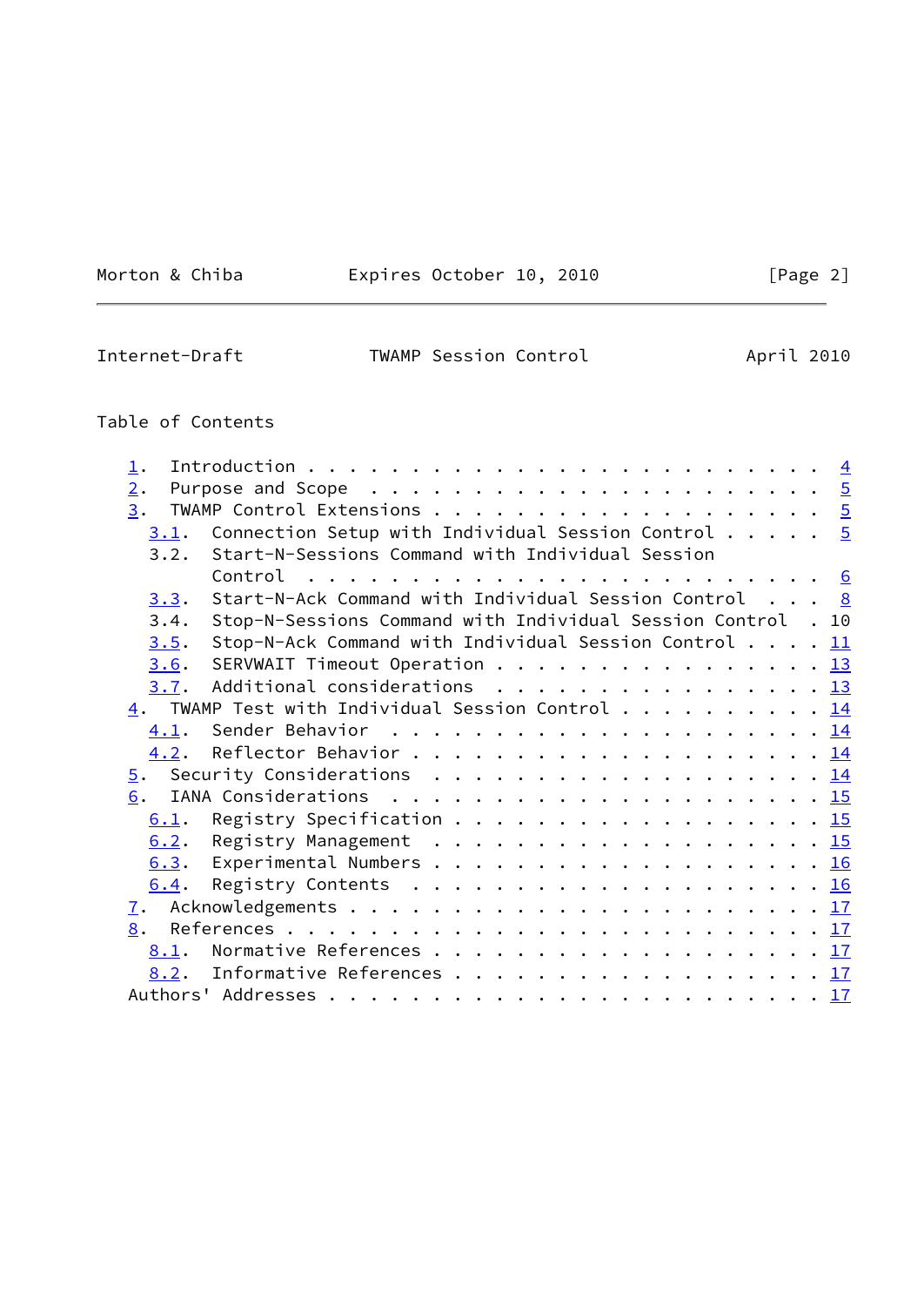Table of Contents

1. Introduction . . . . . . . . . . . . . . . . . . . . . . . . . 4
2. Purpose and Scope . . . . . . . . . . . . . . . . . . . . . . 5
3. TWAMP Control Extensions . . . . . . . . . . . . . . . . . . . 5
   3.1. Connection Setup with Individual Session Control . . . . . 5
   3.2. Start-N-Sessions Command with Individual Session Control . . . . . . . . . . . . . . . . . . . . . . . . 6
   3.3. Start-N-Ack Command with Individual Session Control . . . 8
   3.4. Stop-N-Sessions Command with Individual Session Control . 10
   3.5. Stop-N-Ack Command with Individual Session Control . . . . 11
   3.6. SERVWAIT Timeout Operation . . . . . . . . . . . . . . . . 13
   3.7. Additional considerations . . . . . . . . . . . . . . . . 13
4. TWAMP Test with Individual Session Control . . . . . . . . . . 14
   4.1. Sender Behavior . . . . . . . . . . . . . . . . . . . . . 14
   4.2. Reflector Behavior . . . . . . . . . . . . . . . . . . . . 14
5. Security Considerations . . . . . . . . . . . . . . . . . . . 14
6. IANA Considerations . . . . . . . . . . . . . . . . . . . . . 15
   6.1. Registry Specification . . . . . . . . . . . . . . . . . . 15
   6.2. Registry Management . . . . . . . . . . . . . . . . . . . 15
   6.3. Experimental Numbers . . . . . . . . . . . . . . . . . . . 16
   6.4. Registry Contents . . . . . . . . . . . . . . . . . . . . 16
7. Acknowledgements . . . . . . . . . . . . . . . . . . . . . . . 17
8. References . . . . . . . . . . . . . . . . . . . . . . . . . . 17
   8.1. Normative References . . . . . . . . . . . . . . . . . . . 17
   8.2. Informative References . . . . . . . . . . . . . . . . . . 17
Authors' Addresses . . . . . . . . . . . . . . . . . . . . . . . . 17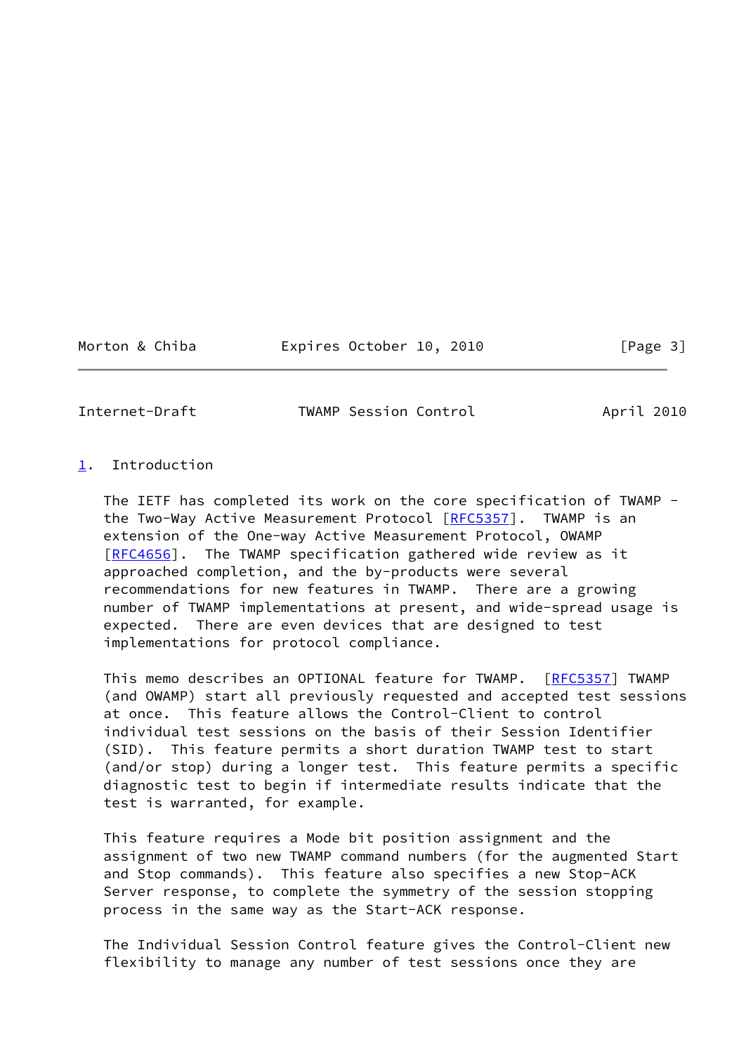## 1. Introduction

The IETF has completed its work on the core specification of TWAMP - the Two-Way Active Measurement Protocol [RFC5357]. TWAMP is an extension of the One-way Active Measurement Protocol, OWAMP [RFC4656]. The TWAMP specification gathered wide review as it approached completion, and the by-products were several recommendations for new features in TWAMP. There are a growing number of TWAMP implementations at present, and wide-spread usage is expected. There are even devices that are designed to test implementations for protocol compliance.

This memo describes an OPTIONAL feature for TWAMP. [RFC5357] TWAMP (and OWAMP) start all previously requested and accepted test sessions at once. This feature allows the Control-Client to control individual test sessions on the basis of their Session Identifier (SID). This feature permits a short duration TWAMP test to start (and/or stop) during a longer test. This feature permits a specific diagnostic test to begin if intermediate results indicate that the test is warranted, for example.

This feature requires a Mode bit position assignment and the assignment of two new TWAMP command numbers (for the augmented Start and Stop commands). This feature also specifies a new Stop-ACK Server response, to complete the symmetry of the session stopping process in the same way as the Start-ACK response.

The Individual Session Control feature gives the Control-Client new flexibility to manage any number of test sessions once they are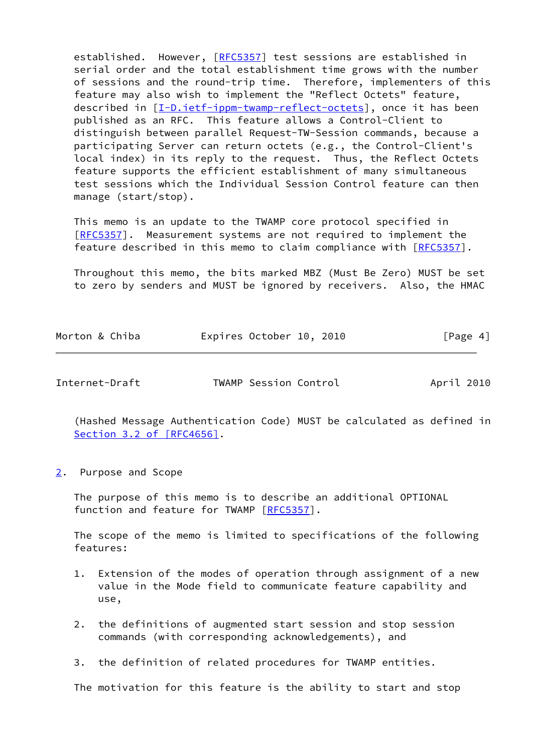established. However, [RFC5357] test sessions are established in serial order and the total establishment time grows with the number of sessions and the round-trip time. Therefore, implementers of this feature may also wish to implement the "Reflect Octets" feature, described in [I-D.ietf-ippm-twamp-reflect-octets], once it has been published as an RFC. This feature allows a Control-Client to distinguish between parallel Request-TW-Session commands, because a participating Server can return octets (e.g., the Control-Client's local index) in its reply to the request. Thus, the Reflect Octets feature supports the efficient establishment of many simultaneous test sessions which the Individual Session Control feature can then manage (start/stop).

This memo is an update to the TWAMP core protocol specified in [RFC5357]. Measurement systems are not required to implement the feature described in this memo to claim compliance with [RFC5357].

Throughout this memo, the bits marked MBZ (Must Be Zero) MUST be set to zero by senders and MUST be ignored by receivers. Also, the HMAC (Hashed Message Authentication Code) MUST be calculated as defined in Section 3.2 of [RFC4656].

## 2. Purpose and Scope

The purpose of this memo is to describe an additional OPTIONAL function and feature for TWAMP [RFC5357].

The scope of the memo is limited to specifications of the following features:

1. Extension of the modes of operation through assignment of a new value in the Mode field to communicate feature capability and use,

2. the definitions of augmented start session and stop session commands (with corresponding acknowledgements), and

3. the definition of related procedures for TWAMP entities.

The motivation for this feature is the ability to start and stop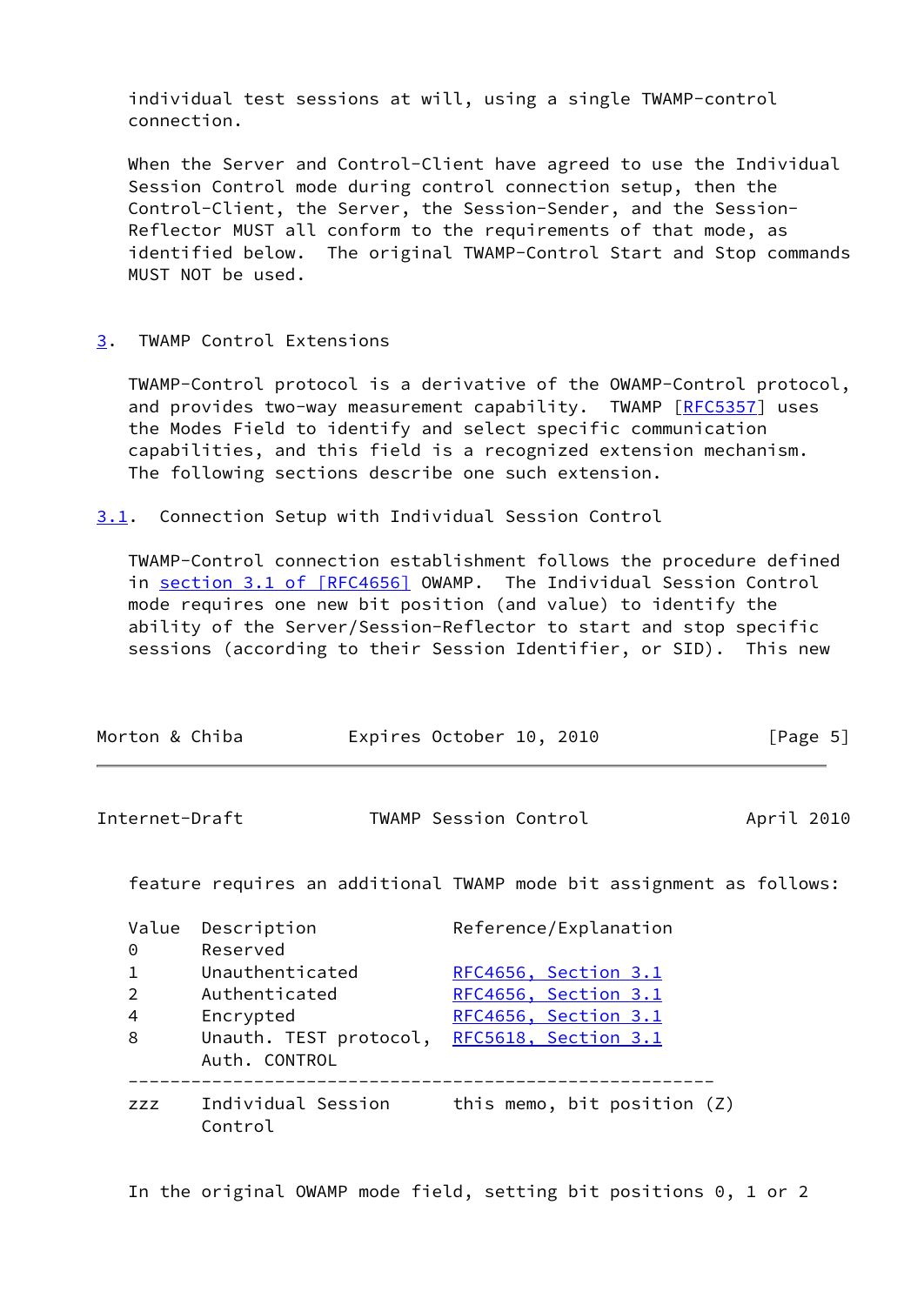individual test sessions at will, using a single TWAMP-control connection.

When the Server and Control-Client have agreed to use the Individual Session Control mode during control connection setup, then the Control-Client, the Server, the Session-Sender, and the Session-Reflector MUST all conform to the requirements of that mode, as identified below. The original TWAMP-Control Start and Stop commands MUST NOT be used.

## 3. TWAMP Control Extensions

TWAMP-Control protocol is a derivative of the OWAMP-Control protocol, and provides two-way measurement capability. TWAMP [RFC5357] uses the Modes Field to identify and select specific communication capabilities, and this field is a recognized extension mechanism. The following sections describe one such extension.

### 3.1. Connection Setup with Individual Session Control

TWAMP-Control connection establishment follows the procedure defined in section 3.1 of [RFC4656] OWAMP. The Individual Session Control mode requires one new bit position (and value) to identify the ability of the Server/Session-Reflector to start and stop specific sessions (according to their Session Identifier, or SID). This new feature requires an additional TWAMP mode bit assignment as follows:

| Value | Description | Reference/Explanation |
|---|---|---|
| 0 | Reserved | |
| 1 | Unauthenticated | RFC4656, Section 3.1 |
| 2 | Authenticated | RFC4656, Section 3.1 |
| 4 | Encrypted | RFC4656, Section 3.1 |
| 8 | Unauth. TEST protocol, Auth. CONTROL | RFC5618, Section 3.1 |
| zzz | Individual Session Control | this memo, bit position (Z) |

In the original OWAMP mode field, setting bit positions 0, 1 or 2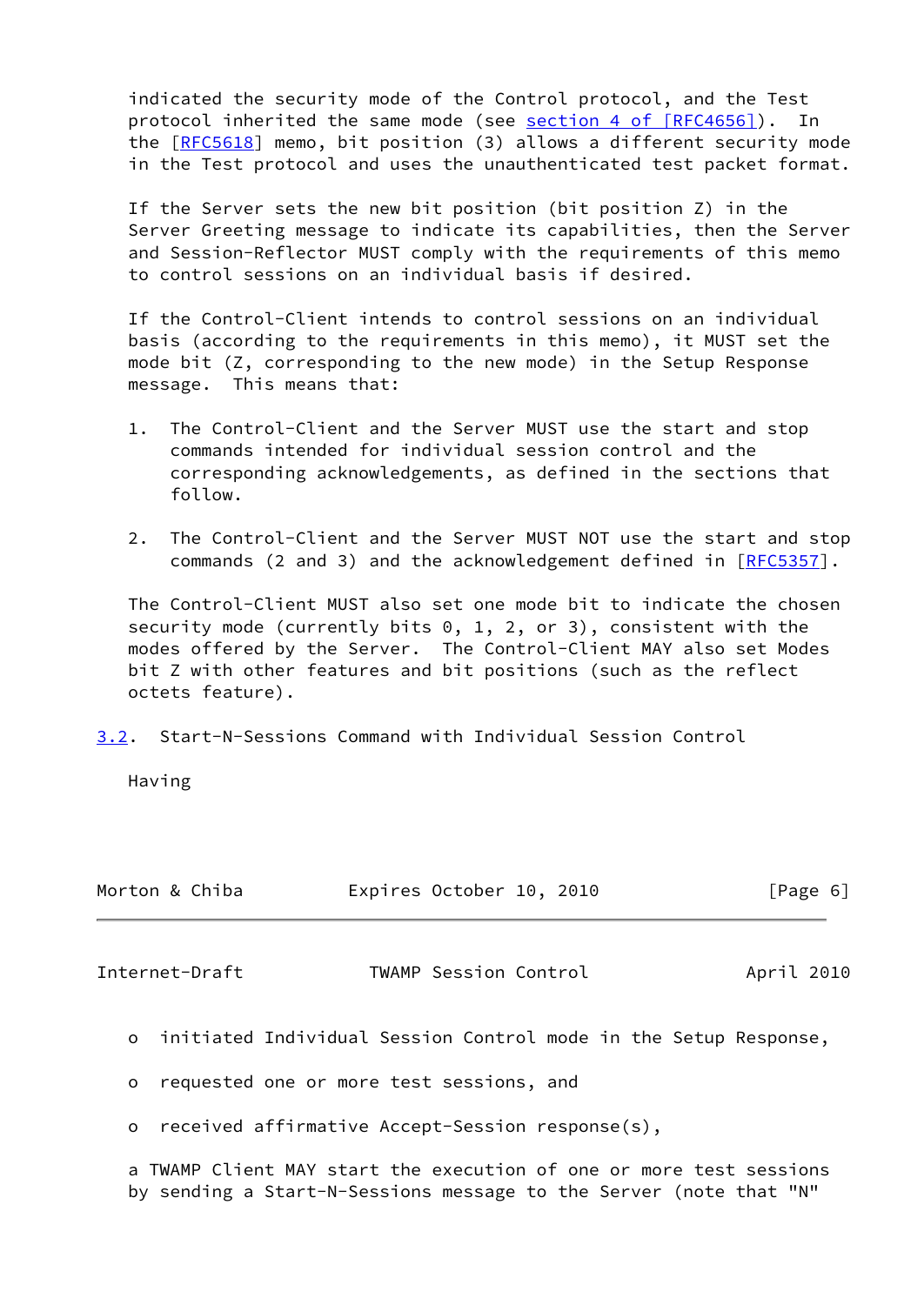indicated the security mode of the Control protocol, and the Test protocol inherited the same mode (see section 4 of [RFC4656]). In the [RFC5618] memo, bit position (3) allows a different security mode in the Test protocol and uses the unauthenticated test packet format.

If the Server sets the new bit position (bit position Z) in the Server Greeting message to indicate its capabilities, then the Server and Session-Reflector MUST comply with the requirements of this memo to control sessions on an individual basis if desired.

If the Control-Client intends to control sessions on an individual basis (according to the requirements in this memo), it MUST set the mode bit (Z, corresponding to the new mode) in the Setup Response message. This means that:

1. The Control-Client and the Server MUST use the start and stop commands intended for individual session control and the corresponding acknowledgements, as defined in the sections that follow.

2. The Control-Client and the Server MUST NOT use the start and stop commands (2 and 3) and the acknowledgement defined in [RFC5357].

The Control-Client MUST also set one mode bit to indicate the chosen security mode (currently bits 0, 1, 2, or 3), consistent with the modes offered by the Server. The Control-Client MAY also set Modes bit Z with other features and bit positions (such as the reflect octets feature).

## 3.2. Start-N-Sessions Command with Individual Session Control

Having

- initiated Individual Session Control mode in the Setup Response,
- requested one or more test sessions, and
- received affirmative Accept-Session response(s),

a TWAMP Client MAY start the execution of one or more test sessions by sending a Start-N-Sessions message to the Server (note that "N"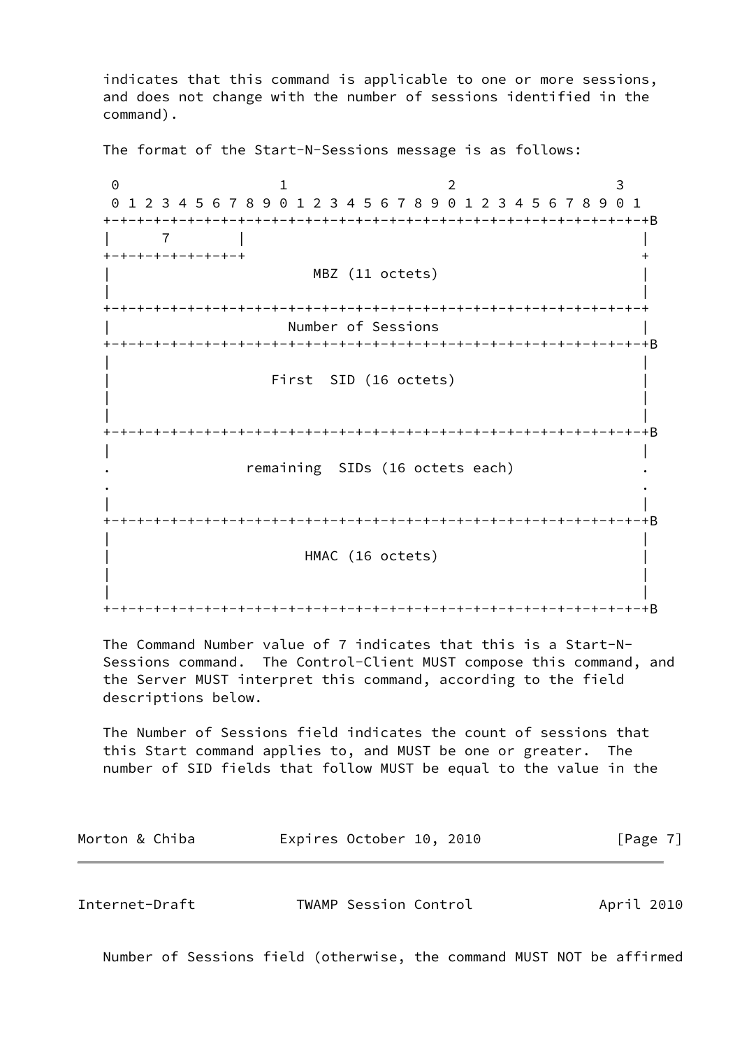indicates that this command is applicable to one or more sessions, and does not change with the number of sessions identified in the command).

The format of the Start-N-Sessions message is as follows:

```
 0                   1                   2                   3
 0 1 2 3 4 5 6 7 8 9 0 1 2 3 4 5 6 7 8 9 0 1 2 3 4 5 6 7 8 9 0 1
+-+-+-+-+-+-+-+-+-+-+-+-+-+-+-+-+-+-+-+-+-+-+-+-+-+-+-+-+-+-+-+-+B
|      7        |                                               |
+-+-+-+-+-+-+-+-+                                               +
|                        MBZ (11 octets)                        |
|                                                               |
+-+-+-+-+-+-+-+-+-+-+-+-+-+-+-+-+-+-+-+-+-+-+-+-+-+-+-+-+-+-+-+-+
|                     Number of Sessions                        |
+-+-+-+-+-+-+-+-+-+-+-+-+-+-+-+-+-+-+-+-+-+-+-+-+-+-+-+-+-+-+-+-+B
|                                                               |
|                   First  SID (16 octets)                      |
|                                                               |
|                                                               |
+-+-+-+-+-+-+-+-+-+-+-+-+-+-+-+-+-+-+-+-+-+-+-+-+-+-+-+-+-+-+-+-+B
|                                                               |
.                remaining  SIDs (16 octets each)               .
.                                                               .
|                                                               |
+-+-+-+-+-+-+-+-+-+-+-+-+-+-+-+-+-+-+-+-+-+-+-+-+-+-+-+-+-+-+-+-+B
|                                                               |
|                       HMAC (16 octets)                        |
|                                                               |
|                                                               |
+-+-+-+-+-+-+-+-+-+-+-+-+-+-+-+-+-+-+-+-+-+-+-+-+-+-+-+-+-+-+-+-+B
```

The Command Number value of 7 indicates that this is a Start-N-Sessions command. The Control-Client MUST compose this command, and the Server MUST interpret this command, according to the field descriptions below.

The Number of Sessions field indicates the count of sessions that this Start command applies to, and MUST be one or greater. The number of SID fields that follow MUST be equal to the value in the Number of Sessions field (otherwise, the command MUST NOT be affirmed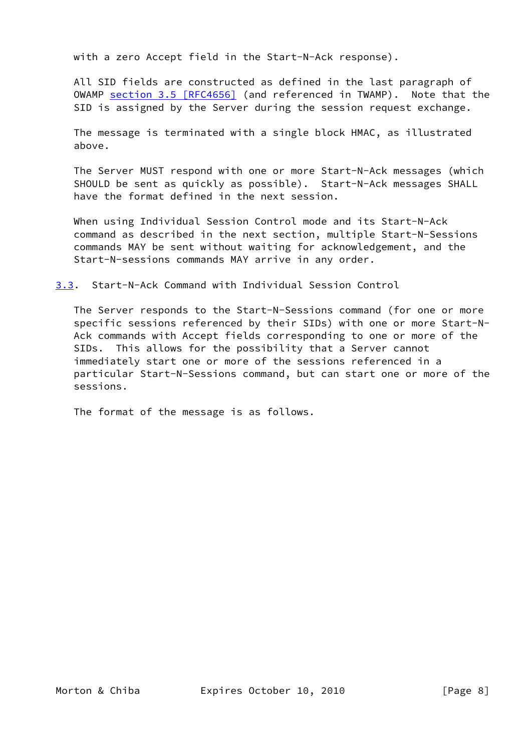with a zero Accept field in the Start-N-Ack response).

All SID fields are constructed as defined in the last paragraph of OWAMP section 3.5 [RFC4656] (and referenced in TWAMP). Note that the SID is assigned by the Server during the session request exchange.

The message is terminated with a single block HMAC, as illustrated above.

The Server MUST respond with one or more Start-N-Ack messages (which SHOULD be sent as quickly as possible). Start-N-Ack messages SHALL have the format defined in the next session.

When using Individual Session Control mode and its Start-N-Ack command as described in the next section, multiple Start-N-Sessions commands MAY be sent without waiting for acknowledgement, and the Start-N-sessions commands MAY arrive in any order.

## 3.3. Start-N-Ack Command with Individual Session Control

The Server responds to the Start-N-Sessions command (for one or more specific sessions referenced by their SIDs) with one or more Start-N-Ack commands with Accept fields corresponding to one or more of the SIDs. This allows for the possibility that a Server cannot immediately start one or more of the sessions referenced in a particular Start-N-Sessions command, but can start one or more of the sessions.

The format of the message is as follows.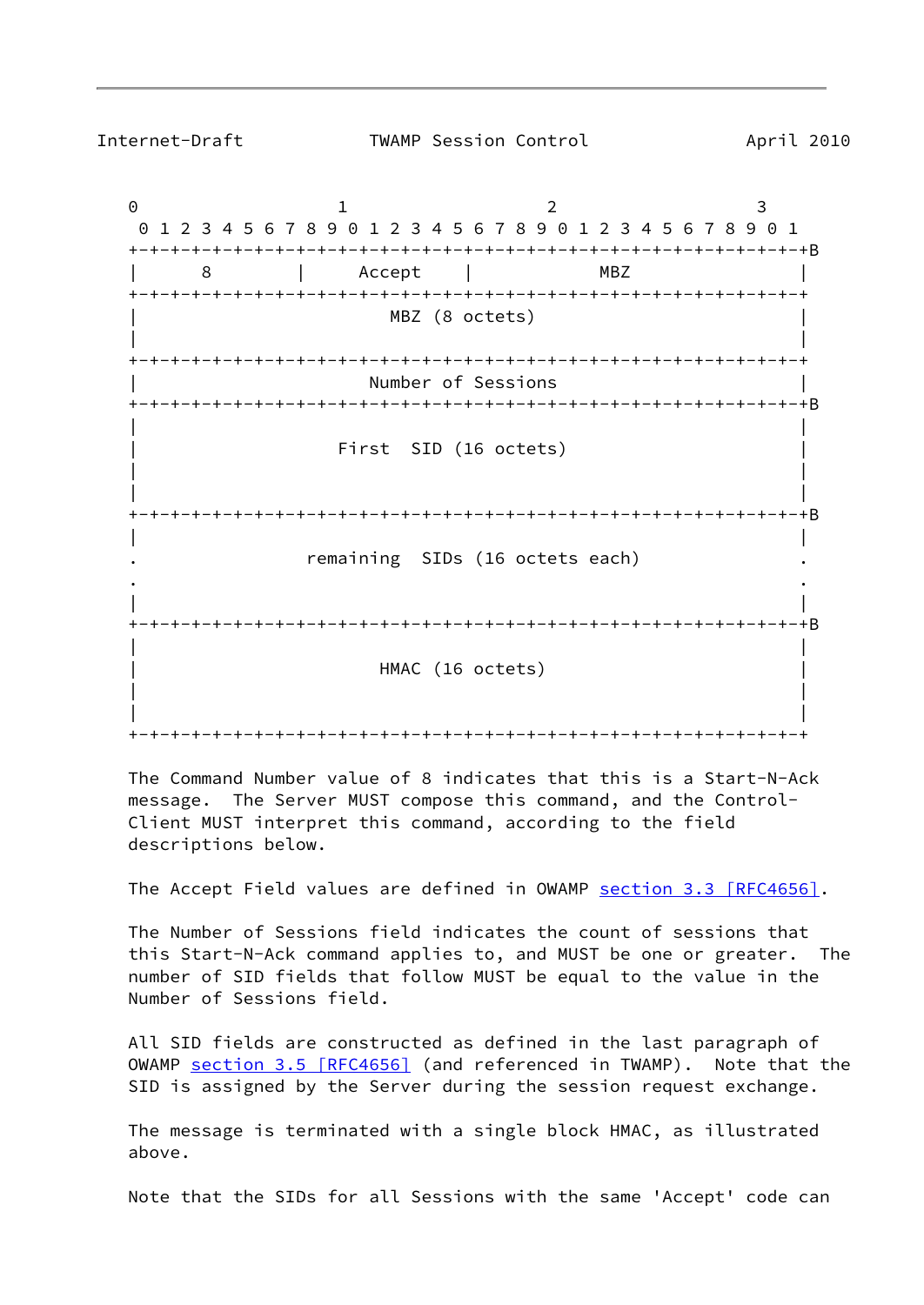```
 0                   1                   2                   3
 0 1 2 3 4 5 6 7 8 9 0 1 2 3 4 5 6 7 8 9 0 1 2 3 4 5 6 7 8 9 0 1
+-+-+-+-+-+-+-+-+-+-+-+-+-+-+-+-+-+-+-+-+-+-+-+-+-+-+-+-+-+-+-+-+B
|      8        |     Accept    |            MBZ                |
+-+-+-+-+-+-+-+-+-+-+-+-+-+-+-+-+-+-+-+-+-+-+-+-+-+-+-+-+-+-+-+-+
|                          MBZ (8 octets)                       |
|                                                               |
+-+-+-+-+-+-+-+-+-+-+-+-+-+-+-+-+-+-+-+-+-+-+-+-+-+-+-+-+-+-+-+-+
|                        Number of Sessions                     |
+-+-+-+-+-+-+-+-+-+-+-+-+-+-+-+-+-+-+-+-+-+-+-+-+-+-+-+-+-+-+-+-+B
|                                                               |
|                     First  SID (16 octets)                    |
|                                                               |
|                                                               |
+-+-+-+-+-+-+-+-+-+-+-+-+-+-+-+-+-+-+-+-+-+-+-+-+-+-+-+-+-+-+-+-+B
|                                                               |
.                  remaining  SIDs (16 octets each)             .
.                                                               .
|                                                               |
+-+-+-+-+-+-+-+-+-+-+-+-+-+-+-+-+-+-+-+-+-+-+-+-+-+-+-+-+-+-+-+-+B
|                                                               |
|                        HMAC (16 octets)                       |
|                                                               |
|                                                               |
+-+-+-+-+-+-+-+-+-+-+-+-+-+-+-+-+-+-+-+-+-+-+-+-+-+-+-+-+-+-+-+-+
```

The Command Number value of 8 indicates that this is a Start-N-Ack message. The Server MUST compose this command, and the Control-Client MUST interpret this command, according to the field descriptions below.

The Accept Field values are defined in OWAMP section 3.3 [RFC4656].

The Number of Sessions field indicates the count of sessions that this Start-N-Ack command applies to, and MUST be one or greater. The number of SID fields that follow MUST be equal to the value in the Number of Sessions field.

All SID fields are constructed as defined in the last paragraph of OWAMP section 3.5 [RFC4656] (and referenced in TWAMP). Note that the SID is assigned by the Server during the session request exchange.

The message is terminated with a single block HMAC, as illustrated above.

Note that the SIDs for all Sessions with the same 'Accept' code can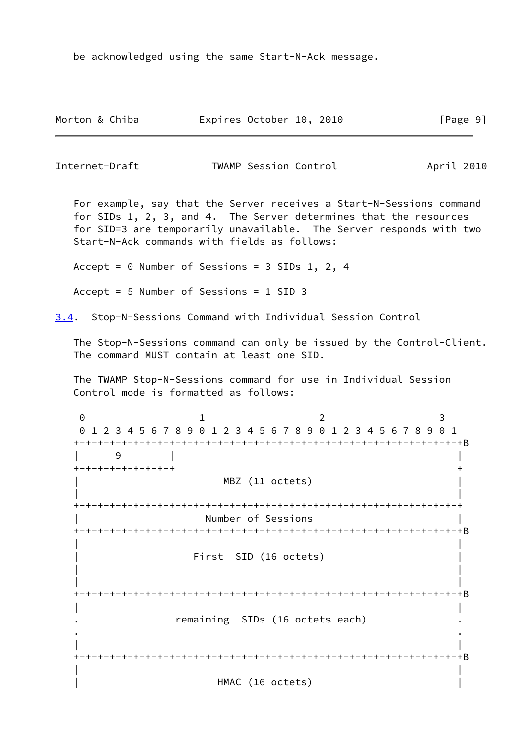be acknowledged using the same Start-N-Ack message.

For example, say that the Server receives a Start-N-Sessions command for SIDs 1, 2, 3, and 4. The Server determines that the resources for SID=3 are temporarily unavailable. The Server responds with two Start-N-Ack commands with fields as follows:

Accept = 0 Number of Sessions = 3 SIDs 1, 2, 4

Accept = 5 Number of Sessions = 1 SID 3

### 3.4. Stop-N-Sessions Command with Individual Session Control

The Stop-N-Sessions command can only be issued by the Control-Client. The command MUST contain at least one SID.

The TWAMP Stop-N-Sessions command for use in Individual Session Control mode is formatted as follows:

```
 0                   1                   2                   3
 0 1 2 3 4 5 6 7 8 9 0 1 2 3 4 5 6 7 8 9 0 1 2 3 4 5 6 7 8 9 0 1
+-+-+-+-+-+-+-+-+-+-+-+-+-+-+-+-+-+-+-+-+-+-+-+-+-+-+-+-+-+-+-+-+B
|      9        |                                               |
+-+-+-+-+-+-+-+-+                                               +
|                        MBZ (11 octets)                        |
|                                                               |
+-+-+-+-+-+-+-+-+-+-+-+-+-+-+-+-+-+-+-+-+-+-+-+-+-+-+-+-+-+-+-+-+
|                     Number of Sessions                        |
+-+-+-+-+-+-+-+-+-+-+-+-+-+-+-+-+-+-+-+-+-+-+-+-+-+-+-+-+-+-+-+-+B
|                                                               |
|                    First  SID (16 octets)                     |
|                                                               |
|                                                               |
+-+-+-+-+-+-+-+-+-+-+-+-+-+-+-+-+-+-+-+-+-+-+-+-+-+-+-+-+-+-+-+-+B
|                                                               |
.                 remaining  SIDs (16 octets each)              .
.                                                               .
|                                                               |
+-+-+-+-+-+-+-+-+-+-+-+-+-+-+-+-+-+-+-+-+-+-+-+-+-+-+-+-+-+-+-+-+B
|                                                               |
|                       HMAC (16 octets)                        |
```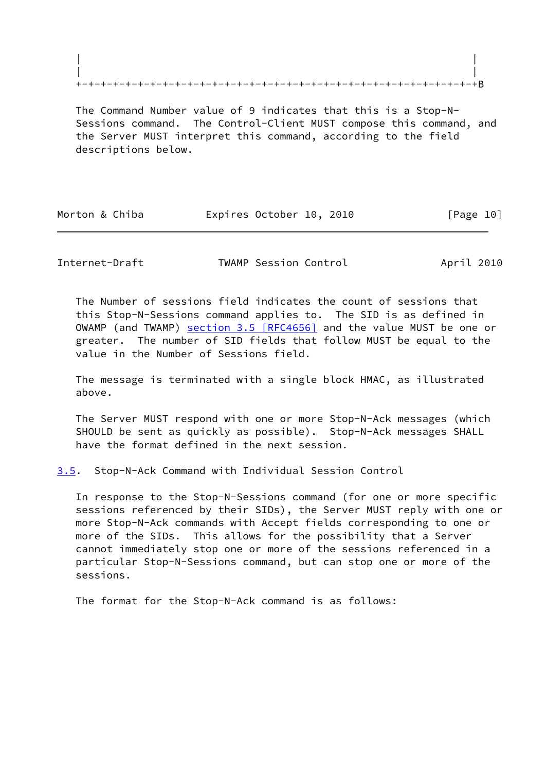```
   |                                                               |
   |                                                               |
   +-+-+-+-+-+-+-+-+-+-+-+-+-+-+-+-+-+-+-+-+-+-+-+-+-+-+-+-+-+-+-+-+B
```

The Command Number value of 9 indicates that this is a Stop-N-Sessions command. The Control-Client MUST compose this command, and the Server MUST interpret this command, according to the field descriptions below.

The Number of sessions field indicates the count of sessions that this Stop-N-Sessions command applies to. The SID is as defined in OWAMP (and TWAMP) section 3.5 [RFC4656] and the value MUST be one or greater. The number of SID fields that follow MUST be equal to the value in the Number of Sessions field.

The message is terminated with a single block HMAC, as illustrated above.

The Server MUST respond with one or more Stop-N-Ack messages (which SHOULD be sent as quickly as possible). Stop-N-Ack messages SHALL have the format defined in the next session.

## 3.5. Stop-N-Ack Command with Individual Session Control

In response to the Stop-N-Sessions command (for one or more specific sessions referenced by their SIDs), the Server MUST reply with one or more Stop-N-Ack commands with Accept fields corresponding to one or more of the SIDs. This allows for the possibility that a Server cannot immediately stop one or more of the sessions referenced in a particular Stop-N-Sessions command, but can stop one or more of the sessions.

The format for the Stop-N-Ack command is as follows: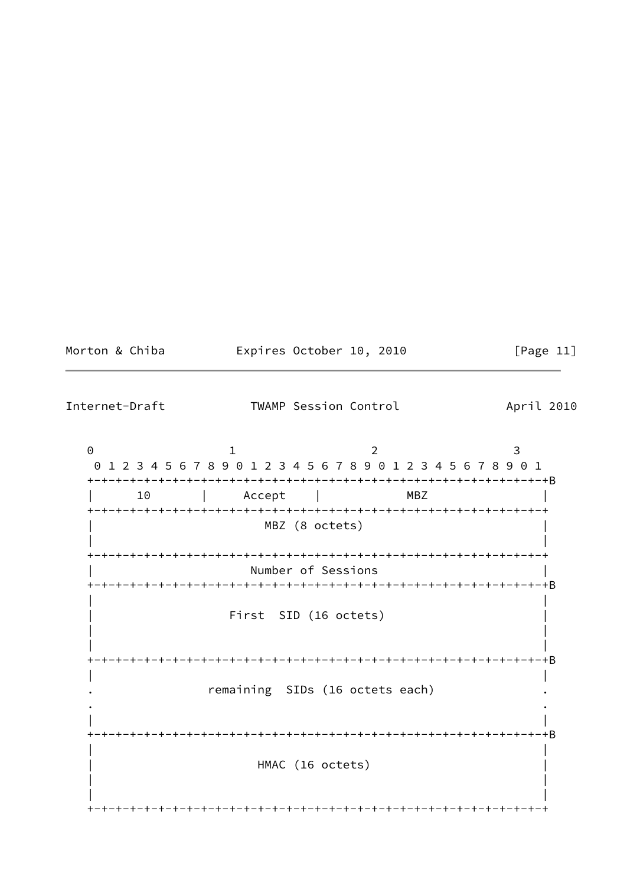```
     0                   1                   2                   3
      0 1 2 3 4 5 6 7 8 9 0 1 2 3 4 5 6 7 8 9 0 1 2 3 4 5 6 7 8 9 0 1
     +-+-+-+-+-+-+-+-+-+-+-+-+-+-+-+-+-+-+-+-+-+-+-+-+-+-+-+-+-+-+-+-+B
     |      10       |     Accept    |           MBZ                 |
     +-+-+-+-+-+-+-+-+-+-+-+-+-+-+-+-+-+-+-+-+-+-+-+-+-+-+-+-+-+-+-+-+
     |                        MBZ (8 octets)                         |
     |                                                               |
     +-+-+-+-+-+-+-+-+-+-+-+-+-+-+-+-+-+-+-+-+-+-+-+-+-+-+-+-+-+-+-+-+
     |                      Number of Sessions                       |
     +-+-+-+-+-+-+-+-+-+-+-+-+-+-+-+-+-+-+-+-+-+-+-+-+-+-+-+-+-+-+-+-+B
     |                                                               |
     |                   First  SID (16 octets)                      |
     |                                                               |
     |                                                               |
     +-+-+-+-+-+-+-+-+-+-+-+-+-+-+-+-+-+-+-+-+-+-+-+-+-+-+-+-+-+-+-+-+B
     |                                                               |
     .                remaining  SIDs (16 octets each)               .
     .                                                               .
     |                                                               |
     +-+-+-+-+-+-+-+-+-+-+-+-+-+-+-+-+-+-+-+-+-+-+-+-+-+-+-+-+-+-+-+-+B
     |                                                               |
     |                       HMAC (16 octets)                        |
     |                                                               |
     |                                                               |
     +-+-+-+-+-+-+-+-+-+-+-+-+-+-+-+-+-+-+-+-+-+-+-+-+-+-+-+-+-+-+-+-+
```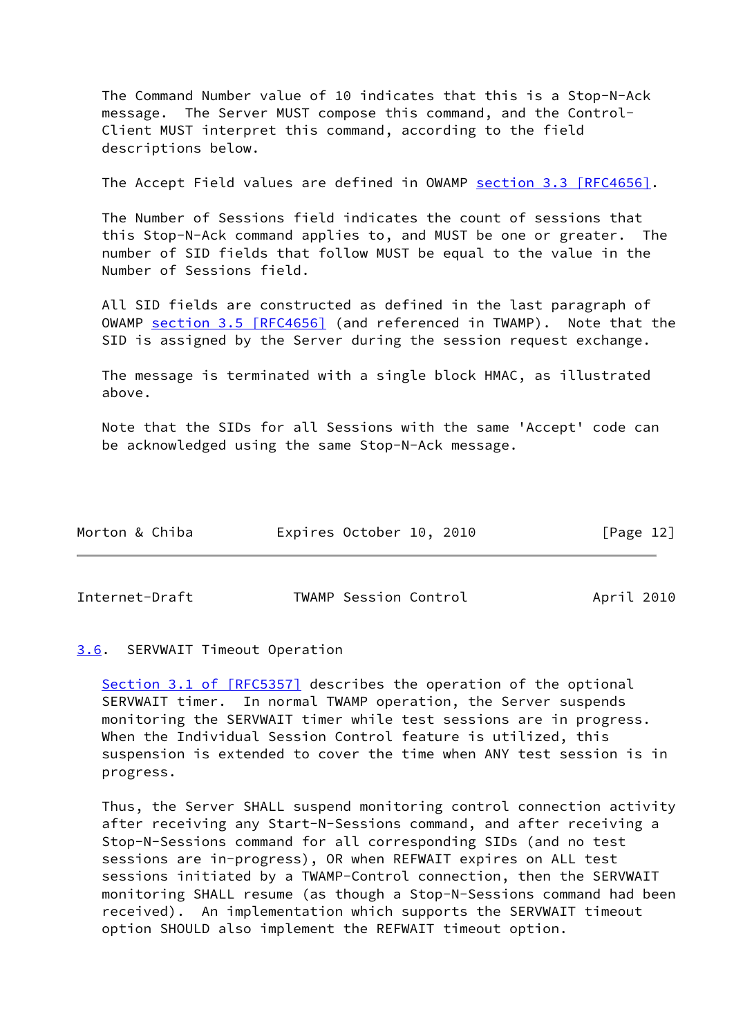The Command Number value of 10 indicates that this is a Stop-N-Ack message. The Server MUST compose this command, and the Control-Client MUST interpret this command, according to the field descriptions below.

The Accept Field values are defined in OWAMP section 3.3 [RFC4656].

The Number of Sessions field indicates the count of sessions that this Stop-N-Ack command applies to, and MUST be one or greater. The number of SID fields that follow MUST be equal to the value in the Number of Sessions field.

All SID fields are constructed as defined in the last paragraph of OWAMP section 3.5 [RFC4656] (and referenced in TWAMP). Note that the SID is assigned by the Server during the session request exchange.

The message is terminated with a single block HMAC, as illustrated above.

Note that the SIDs for all Sessions with the same 'Accept' code can be acknowledged using the same Stop-N-Ack message.

### 3.6. SERVWAIT Timeout Operation

Section 3.1 of [RFC5357] describes the operation of the optional SERVWAIT timer. In normal TWAMP operation, the Server suspends monitoring the SERVWAIT timer while test sessions are in progress. When the Individual Session Control feature is utilized, this suspension is extended to cover the time when ANY test session is in progress.

Thus, the Server SHALL suspend monitoring control connection activity after receiving any Start-N-Sessions command, and after receiving a Stop-N-Sessions command for all corresponding SIDs (and no test sessions are in-progress), OR when REFWAIT expires on ALL test sessions initiated by a TWAMP-Control connection, then the SERVWAIT monitoring SHALL resume (as though a Stop-N-Sessions command had been received). An implementation which supports the SERVWAIT timeout option SHOULD also implement the REFWAIT timeout option.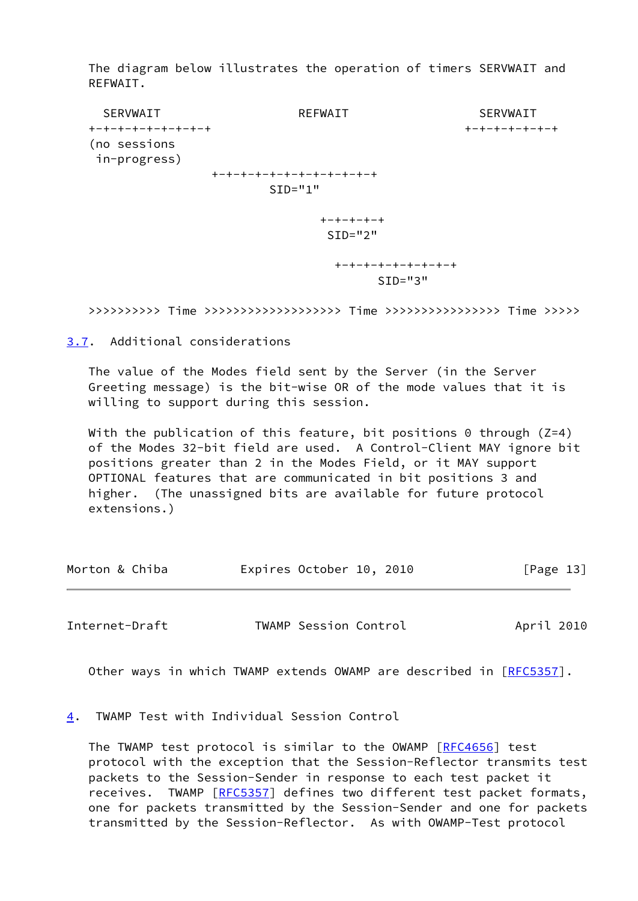The diagram below illustrates the operation of timers SERVWAIT and REFWAIT.

```
  SERVWAIT                  REFWAIT                  SERVWAIT
+-+-+-+-+-+-+-+-+-+                                 +-+-+-+-+-+-+-+
(no sessions
 in-progress)
                 +-+-+-+-+-+-+-+-+-+-+-+-+
                         SID="1"

                                +-+-+-+-+
                                 SID="2"

                                  +-+-+-+-+-+-+-+-+-+
                                       SID="3"

>>>>>>>>>> Time >>>>>>>>>>>>>>>>>>> Time >>>>>>>>>>>>>>>> Time >>>>>
```

## 3.7. Additional considerations

The value of the Modes field sent by the Server (in the Server Greeting message) is the bit-wise OR of the mode values that it is willing to support during this session.

With the publication of this feature, bit positions 0 through (Z=4) of the Modes 32-bit field are used. A Control-Client MAY ignore bit positions greater than 2 in the Modes Field, or it MAY support OPTIONAL features that are communicated in bit positions 3 and higher. (The unassigned bits are available for future protocol extensions.)

Other ways in which TWAMP extends OWAMP are described in [RFC5357].

# 4. TWAMP Test with Individual Session Control

The TWAMP test protocol is similar to the OWAMP [RFC4656] test protocol with the exception that the Session-Reflector transmits test packets to the Session-Sender in response to each test packet it receives. TWAMP [RFC5357] defines two different test packet formats, one for packets transmitted by the Session-Sender and one for packets transmitted by the Session-Reflector. As with OWAMP-Test protocol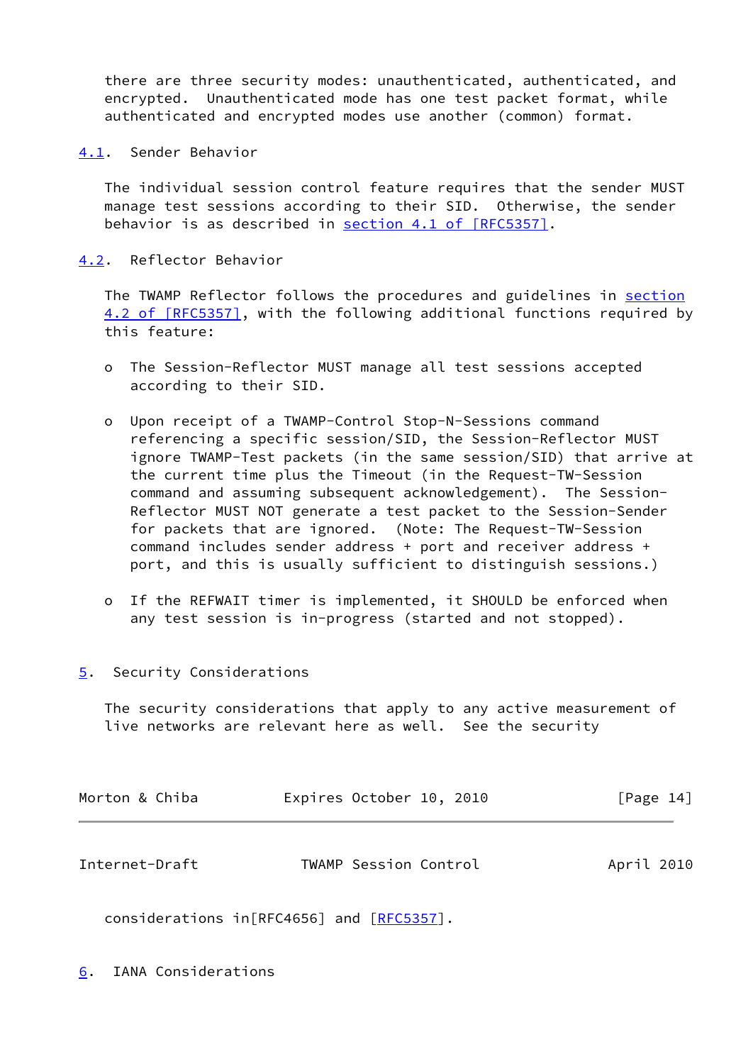there are three security modes: unauthenticated, authenticated, and encrypted. Unauthenticated mode has one test packet format, while authenticated and encrypted modes use another (common) format.

### 4.1. Sender Behavior

The individual session control feature requires that the sender MUST manage test sessions according to their SID. Otherwise, the sender behavior is as described in section 4.1 of [RFC5357].

### 4.2. Reflector Behavior

The TWAMP Reflector follows the procedures and guidelines in section 4.2 of [RFC5357], with the following additional functions required by this feature:

- The Session-Reflector MUST manage all test sessions accepted according to their SID.

- Upon receipt of a TWAMP-Control Stop-N-Sessions command referencing a specific session/SID, the Session-Reflector MUST ignore TWAMP-Test packets (in the same session/SID) that arrive at the current time plus the Timeout (in the Request-TW-Session command and assuming subsequent acknowledgement). The Session-Reflector MUST NOT generate a test packet to the Session-Sender for packets that are ignored. (Note: The Request-TW-Session command includes sender address + port and receiver address + port, and this is usually sufficient to distinguish sessions.)

- If the REFWAIT timer is implemented, it SHOULD be enforced when any test session is in-progress (started and not stopped).

## 5. Security Considerations

The security considerations that apply to any active measurement of live networks are relevant here as well. See the security considerations in[RFC4656] and [RFC5357].

## 6. IANA Considerations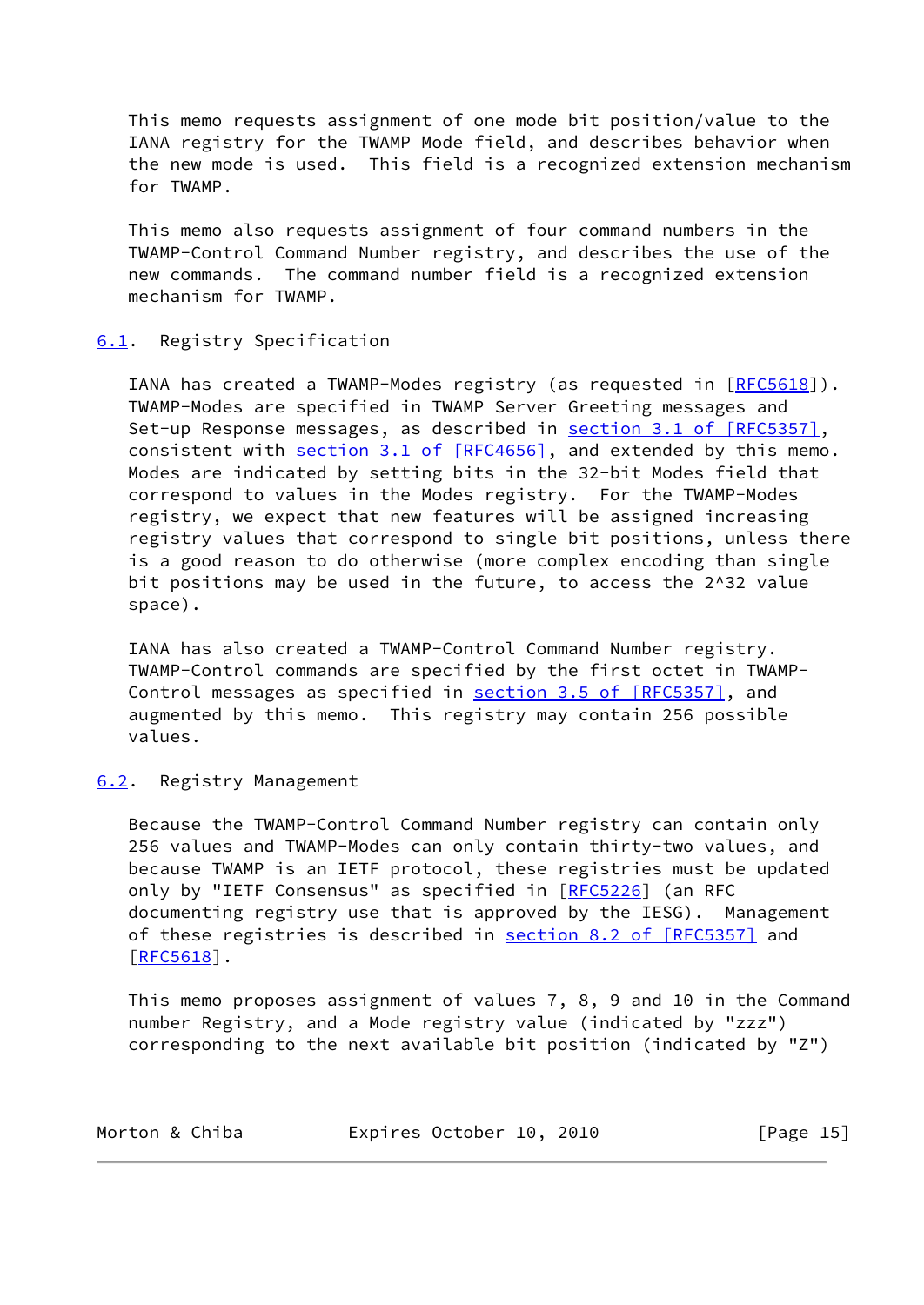This memo requests assignment of one mode bit position/value to the IANA registry for the TWAMP Mode field, and describes behavior when the new mode is used. This field is a recognized extension mechanism for TWAMP.

This memo also requests assignment of four command numbers in the TWAMP-Control Command Number registry, and describes the use of the new commands. The command number field is a recognized extension mechanism for TWAMP.

### 6.1. Registry Specification

IANA has created a TWAMP-Modes registry (as requested in [RFC5618]). TWAMP-Modes are specified in TWAMP Server Greeting messages and Set-up Response messages, as described in section 3.1 of [RFC5357], consistent with section 3.1 of [RFC4656], and extended by this memo. Modes are indicated by setting bits in the 32-bit Modes field that correspond to values in the Modes registry. For the TWAMP-Modes registry, we expect that new features will be assigned increasing registry values that correspond to single bit positions, unless there is a good reason to do otherwise (more complex encoding than single bit positions may be used in the future, to access the 2^32 value space).

IANA has also created a TWAMP-Control Command Number registry. TWAMP-Control commands are specified by the first octet in TWAMP-Control messages as specified in section 3.5 of [RFC5357], and augmented by this memo. This registry may contain 256 possible values.

### 6.2. Registry Management

Because the TWAMP-Control Command Number registry can contain only 256 values and TWAMP-Modes can only contain thirty-two values, and because TWAMP is an IETF protocol, these registries must be updated only by "IETF Consensus" as specified in [RFC5226] (an RFC documenting registry use that is approved by the IESG). Management of these registries is described in section 8.2 of [RFC5357] and [RFC5618].

This memo proposes assignment of values 7, 8, 9 and 10 in the Command number Registry, and a Mode registry value (indicated by "zzz") corresponding to the next available bit position (indicated by "Z")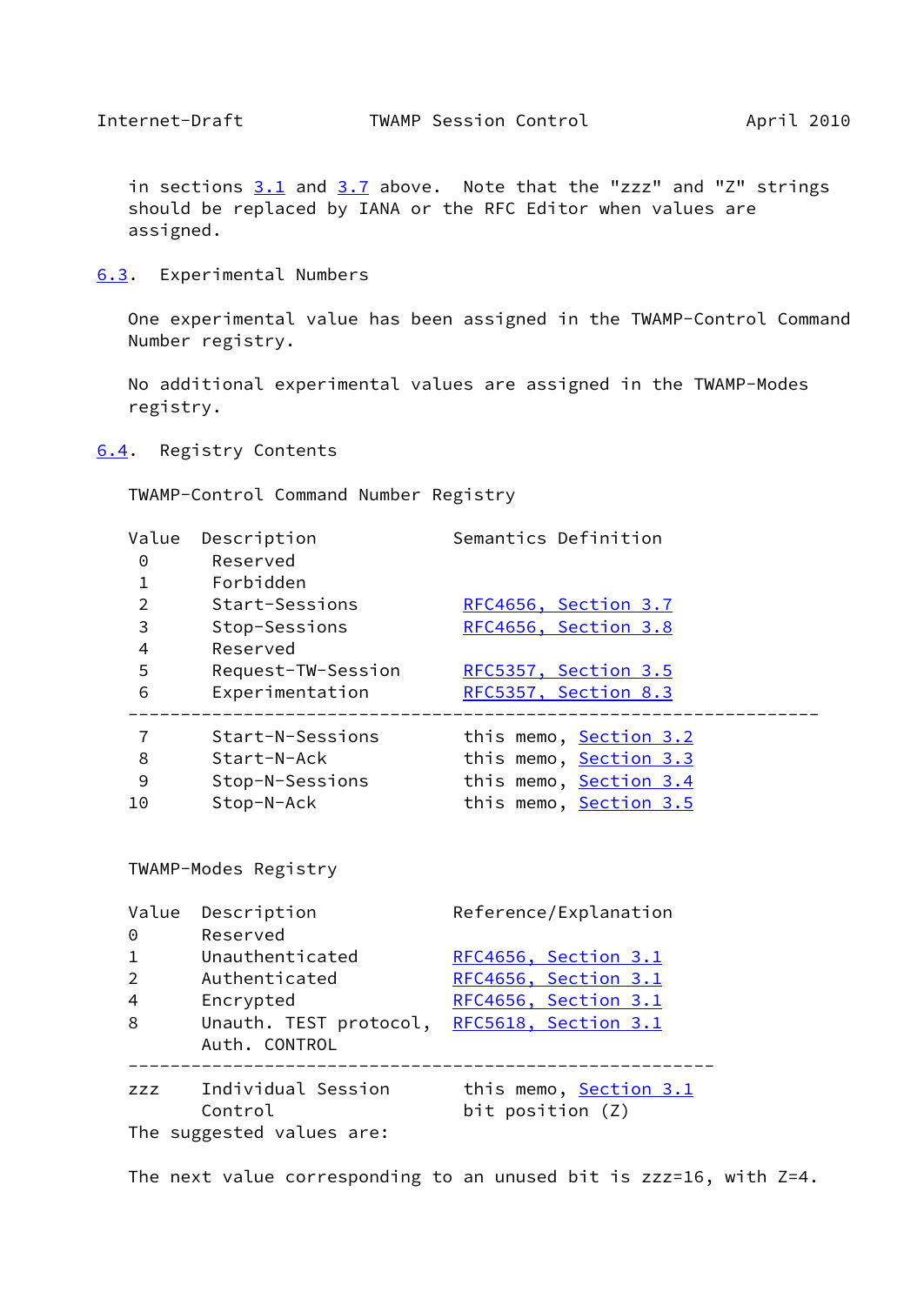in sections 3.1 and 3.7 above. Note that the "zzz" and "Z" strings should be replaced by IANA or the RFC Editor when values are assigned.

### 6.3. Experimental Numbers

One experimental value has been assigned in the TWAMP-Control Command Number registry.

No additional experimental values are assigned in the TWAMP-Modes registry.

### 6.4. Registry Contents

TWAMP-Control Command Number Registry

| Value | Description | Semantics Definition |
| --- | --- | --- |
| 0 | Reserved | |
| 1 | Forbidden | |
| 2 | Start-Sessions | RFC4656, Section 3.7 |
| 3 | Stop-Sessions | RFC4656, Section 3.8 |
| 4 | Reserved | |
| 5 | Request-TW-Session | RFC5357, Section 3.5 |
| 6 | Experimentation | RFC5357, Section 8.3 |
| 7 | Start-N-Sessions | this memo, Section 3.2 |
| 8 | Start-N-Ack | this memo, Section 3.3 |
| 9 | Stop-N-Sessions | this memo, Section 3.4 |
| 10 | Stop-N-Ack | this memo, Section 3.5 |

TWAMP-Modes Registry

| Value | Description | Reference/Explanation |
| --- | --- | --- |
| 0 | Reserved | |
| 1 | Unauthenticated | RFC4656, Section 3.1 |
| 2 | Authenticated | RFC4656, Section 3.1 |
| 4 | Encrypted | RFC4656, Section 3.1 |
| 8 | Unauth. TEST protocol, Auth. CONTROL | RFC5618, Section 3.1 |
| zzz | Individual Session Control | this memo, Section 3.1 bit position (Z) |

The suggested values are:

The next value corresponding to an unused bit is zzz=16, with Z=4.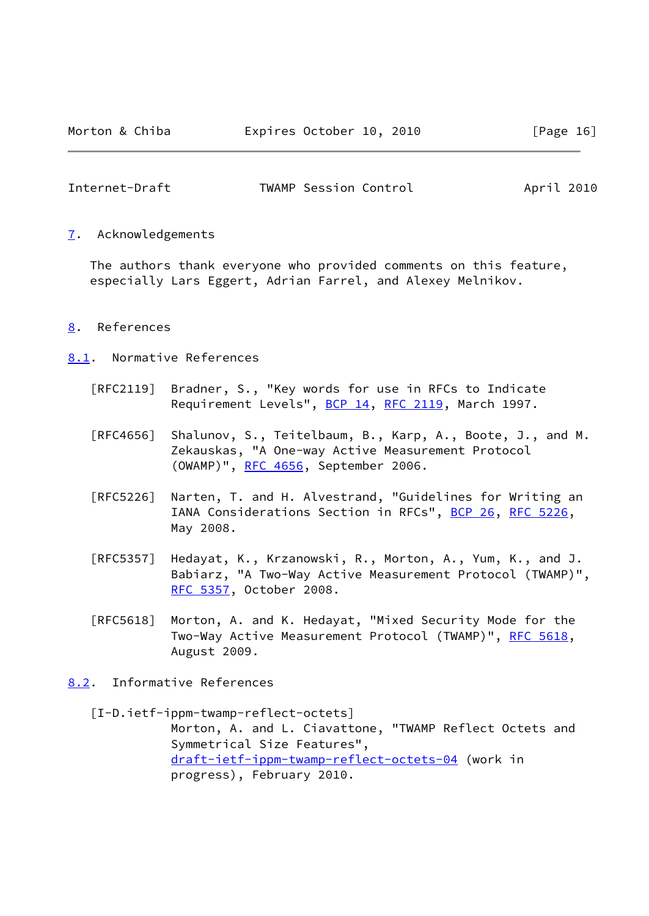## 7. Acknowledgements

The authors thank everyone who provided comments on this feature, especially Lars Eggert, Adrian Farrel, and Alexey Melnikov.

## 8. References

### 8.1. Normative References

[RFC2119] Bradner, S., "Key words for use in RFCs to Indicate Requirement Levels", BCP 14, RFC 2119, March 1997.

[RFC4656] Shalunov, S., Teitelbaum, B., Karp, A., Boote, J., and M. Zekauskas, "A One-way Active Measurement Protocol (OWAMP)", RFC 4656, September 2006.

[RFC5226] Narten, T. and H. Alvestrand, "Guidelines for Writing an IANA Considerations Section in RFCs", BCP 26, RFC 5226, May 2008.

[RFC5357] Hedayat, K., Krzanowski, R., Morton, A., Yum, K., and J. Babiarz, "A Two-Way Active Measurement Protocol (TWAMP)", RFC 5357, October 2008.

[RFC5618] Morton, A. and K. Hedayat, "Mixed Security Mode for the Two-Way Active Measurement Protocol (TWAMP)", RFC 5618, August 2009.

### 8.2. Informative References

[I-D.ietf-ippm-twamp-reflect-octets] Morton, A. and L. Ciavattone, "TWAMP Reflect Octets and Symmetrical Size Features", draft-ietf-ippm-twamp-reflect-octets-04 (work in progress), February 2010.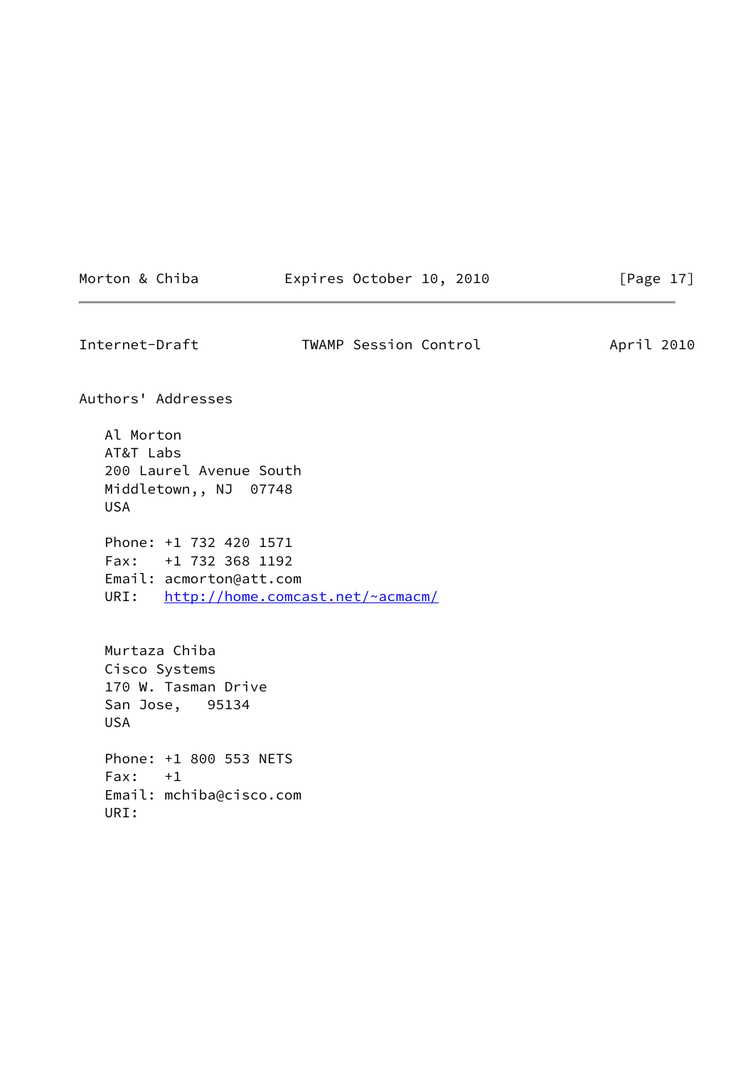## Authors' Addresses

Al Morton
AT&T Labs
200 Laurel Avenue South
Middletown,, NJ 07748
USA

Phone: +1 732 420 1571
Fax: +1 732 368 1192
Email: acmorton@att.com
URI: http://home.comcast.net/~acmacm/

Murtaza Chiba
Cisco Systems
170 W. Tasman Drive
San Jose, 95134
USA

Phone: +1 800 553 NETS
Fax: +1
Email: mchiba@cisco.com
URI: